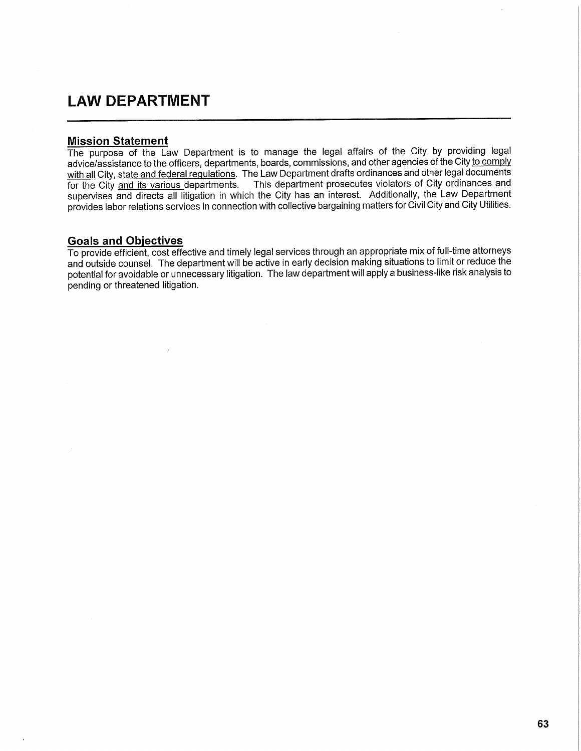# LAW DEPARTMENT

## Mission Statement

The purpose of the Law Department is to manage the legal affairs of the City by providing legal advice/assistance to the officers, departments, boards, commissions, and other agencies of the City to comply with all City, state and federal regulations. The Law Department drafts ordinances and other legal documents for the City and its various departments. This department prosecutes violators of City ordinances and supervises and directs all litigation in which the City has an interest. Additionally, the Law Department provides labor relations services in connection with collective bargaining matters for Civil City and City Utilities.

## Goals and Objectives

To provide efficient, cost effective and timely legal services through an appropriate mix of full-time attorneys and outside counsel. The department will be active in early decision making situations to limit or reduce the potential for avoidable or unnecessary litigation. The law department will apply a business-like risk analysis to pending or threatened litigation.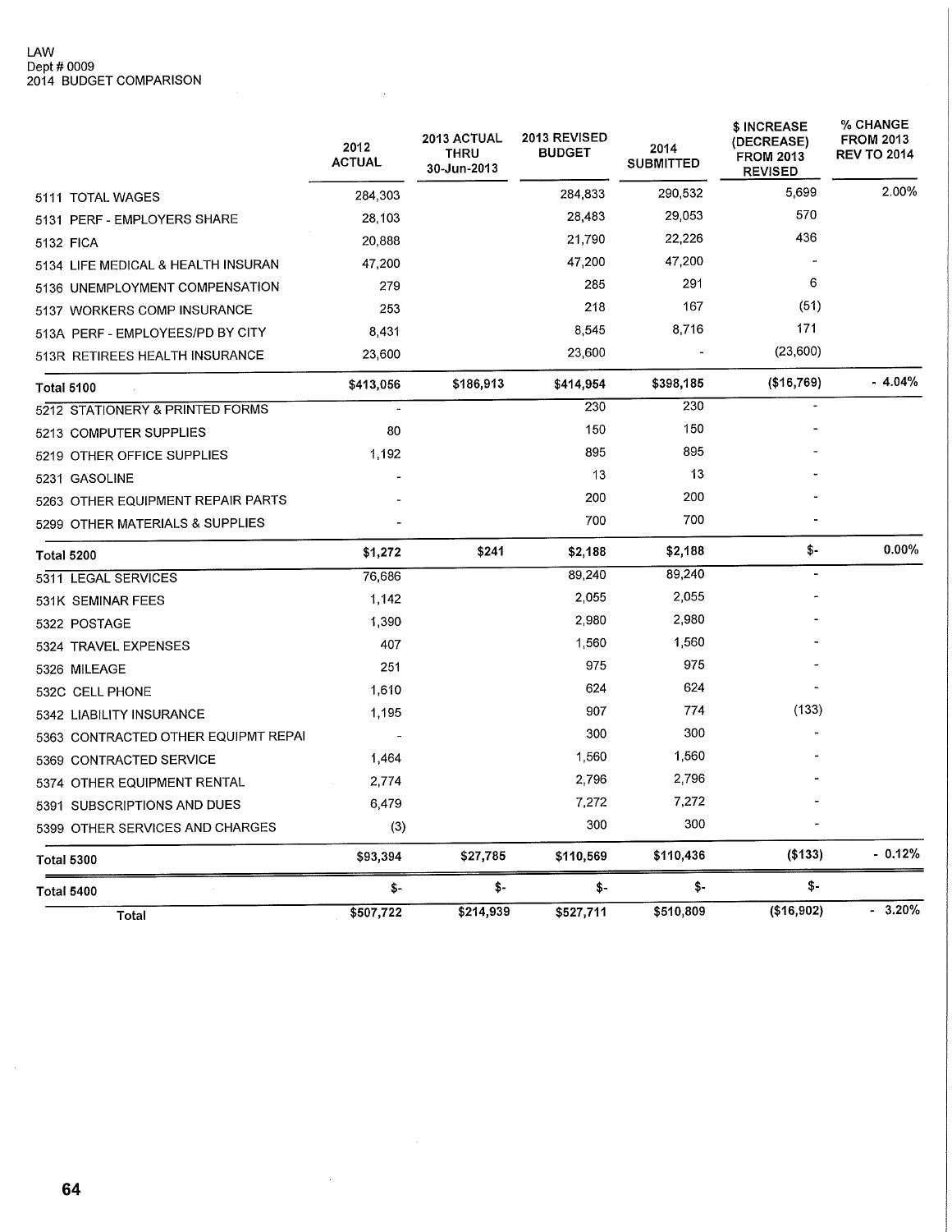LAW
Dept # 0009
2014 BUDGET COMPARISON

| | 2012 ACTUAL | 2013 ACTUAL THRU 30-Jun-2013 | 2013 REVISED BUDGET | 2014 SUBMITTED | $ INCREASE (DECREASE) FROM 2013 REVISED | % CHANGE FROM 2013 REV TO 2014 |
|---|---|---|---|---|---|---|
| 5111 TOTAL WAGES | 284,303 | | 284,833 | 290,532 | 5,699 | 2.00% |
| 5131 PERF - EMPLOYERS SHARE | 28,103 | | 28,483 | 29,053 | 570 | |
| 5132 FICA | 20,888 | | 21,790 | 22,226 | 436 | |
| 5134 LIFE MEDICAL & HEALTH INSURAN | 47,200 | | 47,200 | 47,200 | - | |
| 5136 UNEMPLOYMENT COMPENSATION | 279 | | 285 | 291 | 6 | |
| 5137 WORKERS COMP INSURANCE | 253 | | 218 | 167 | (51) | |
| 513A PERF - EMPLOYEES/PD BY CITY | 8,431 | | 8,545 | 8,716 | 171 | |
| 513R RETIREES HEALTH INSURANCE | 23,600 | | 23,600 | - | (23,600) | |
| **Total 5100** | **$413,056** | **$186,913** | **$414,954** | **$398,185** | **($16,769)** | **- 4.04%** |
| 5212 STATIONERY & PRINTED FORMS | - | | 230 | 230 | - | |
| 5213 COMPUTER SUPPLIES | 80 | | 150 | 150 | - | |
| 5219 OTHER OFFICE SUPPLIES | 1,192 | | 895 | 895 | - | |
| 5231 GASOLINE | - | | 13 | 13 | - | |
| 5263 OTHER EQUIPMENT REPAIR PARTS | - | | 200 | 200 | - | |
| 5299 OTHER MATERIALS & SUPPLIES | - | | 700 | 700 | - | |
| **Total 5200** | **$1,272** | **$241** | **$2,188** | **$2,188** | **$-** | **0.00%** |
| 5311 LEGAL SERVICES | 76,686 | | 89,240 | 89,240 | - | |
| 531K SEMINAR FEES | 1,142 | | 2,055 | 2,055 | - | |
| 5322 POSTAGE | 1,390 | | 2,980 | 2,980 | - | |
| 5324 TRAVEL EXPENSES | 407 | | 1,560 | 1,560 | - | |
| 5326 MILEAGE | 251 | | 975 | 975 | - | |
| 532C CELL PHONE | 1,610 | | 624 | 624 | - | |
| 5342 LIABILITY INSURANCE | 1,195 | | 907 | 774 | (133) | |
| 5363 CONTRACTED OTHER EQUIPMT REPAI | - | | 300 | 300 | - | |
| 5369 CONTRACTED SERVICE | 1,464 | | 1,560 | 1,560 | - | |
| 5374 OTHER EQUIPMENT RENTAL | 2,774 | | 2,796 | 2,796 | - | |
| 5391 SUBSCRIPTIONS AND DUES | 6,479 | | 7,272 | 7,272 | - | |
| 5399 OTHER SERVICES AND CHARGES | (3) | | 300 | 300 | - | |
| **Total 5300** | **$93,394** | **$27,785** | **$110,569** | **$110,436** | **($133)** | **- 0.12%** |
| **Total 5400** | **$-** | **$-** | **$-** | **$-** | **$-** | |
| **Total** | **$507,722** | **$214,939** | **$527,711** | **$510,809** | **($16,902)** | **- 3.20%** |